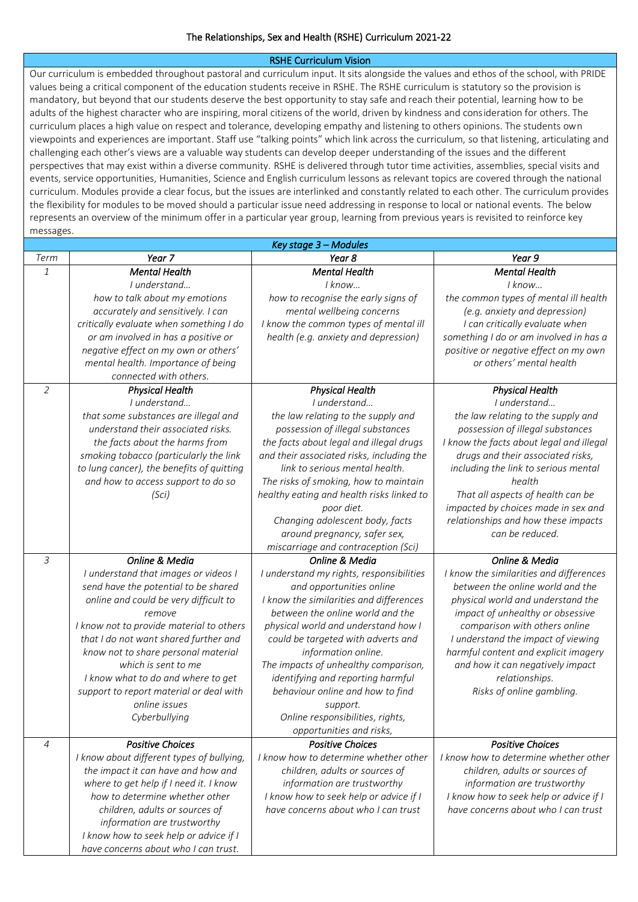# The Relationships, Sex and Health (RSHE) Curriculum 2021-22

## RSHE Curriculum Vision

Our curriculum is embedded throughout pastoral and curriculum input. It sits alongside the values and ethos of the school, with PRIDE values being a critical component of the education students receive in RSHE. The RSHE curriculum is statutory so the provision is mandatory, but beyond that our students deserve the best opportunity to stay safe and reach their potential, learning how to be adults of the highest character who are inspiring, moral citizens of the world, driven by kindness and consideration for others. The curriculum places a high value on respect and tolerance, developing empathy and listening to others opinions. The students own viewpoints and experiences are important. Staff use "talking points" which link across the curriculum, so that listening, articulating and challenging each other's views are a valuable way students can develop deeper understanding of the issues and the different perspectives that may exist within a diverse community. RSHE is delivered through tutor time activities, assemblies, special visits and events, service opportunities, Humanities, Science and English curriculum lessons as relevant topics are covered through the national curriculum. Modules provide a clear focus, but the issues are interlinked and constantly related to each other. The curriculum provides the flexibility for modules to be moved should a particular issue need addressing in response to local or national events. The below represents an overview of the minimum offer in a particular year group, learning from previous years is revisited to reinforce key messages.

## *Key stage 3 – Modules*

| *Term* | *Year 7* | *Year 8* | *Year 9* |
|---|---|---|---|
| *1* | ***Mental Health*** *I understand… how to talk about my emotions accurately and sensitively. I can critically evaluate when something I do or am involved in has a positive or negative effect on my own or others' mental health. Importance of being connected with others.* | ***Mental Health*** *I know… how to recognise the early signs of mental wellbeing concerns I know the common types of mental ill health (e.g. anxiety and depression)* | ***Mental Health*** *I know… the common types of mental ill health (e.g. anxiety and depression) I can critically evaluate when something I do or am involved in has a positive or negative effect on my own or others' mental health* |
| *2* | ***Physical Health*** *I understand… that some substances are illegal and understand their associated risks. the facts about the harms from smoking tobacco (particularly the link to lung cancer), the benefits of quitting and how to access support to do so (Sci)* | ***Physical Health*** *I understand… the law relating to the supply and possession of illegal substances the facts about legal and illegal drugs and their associated risks, including the link to serious mental health. The risks of smoking, how to maintain healthy eating and health risks linked to poor diet. Changing adolescent body, facts around pregnancy, safer sex, miscarriage and contraception (Sci)* | ***Physical Health*** *I understand… the law relating to the supply and possession of illegal substances I know the facts about legal and illegal drugs and their associated risks, including the link to serious mental health That all aspects of health can be impacted by choices made in sex and relationships and how these impacts can be reduced.* |
| *3* | ***Online & Media*** *I understand that images or videos I send have the potential to be shared online and could be very difficult to remove I know not to provide material to others that I do not want shared further and know not to share personal material which is sent to me I know what to do and where to get support to report material or deal with online issues Cyberbullying* | ***Online & Media*** *I understand my rights, responsibilities and opportunities online I know the similarities and differences between the online world and the physical world and understand how I could be targeted with adverts and information online. The impacts of unhealthy comparison, identifying and reporting harmful behaviour online and how to find support. Online responsibilities, rights, opportunities and risks,* | ***Online & Media*** *I know the similarities and differences between the online world and the physical world and understand the impact of unhealthy or obsessive comparison with others online I understand the impact of viewing harmful content and explicit imagery and how it can negatively impact relationships. Risks of online gambling.* |
| *4* | ***Positive Choices*** *I know about different types of bullying, the impact it can have and how and where to get help if I need it. I know how to determine whether other children, adults or sources of information are trustworthy I know how to seek help or advice if I have concerns about who I can trust.* | ***Positive Choices*** *I know how to determine whether other children, adults or sources of information are trustworthy I know how to seek help or advice if I have concerns about who I can trust* | ***Positive Choices*** *I know how to determine whether other children, adults or sources of information are trustworthy I know how to seek help or advice if I have concerns about who I can trust* |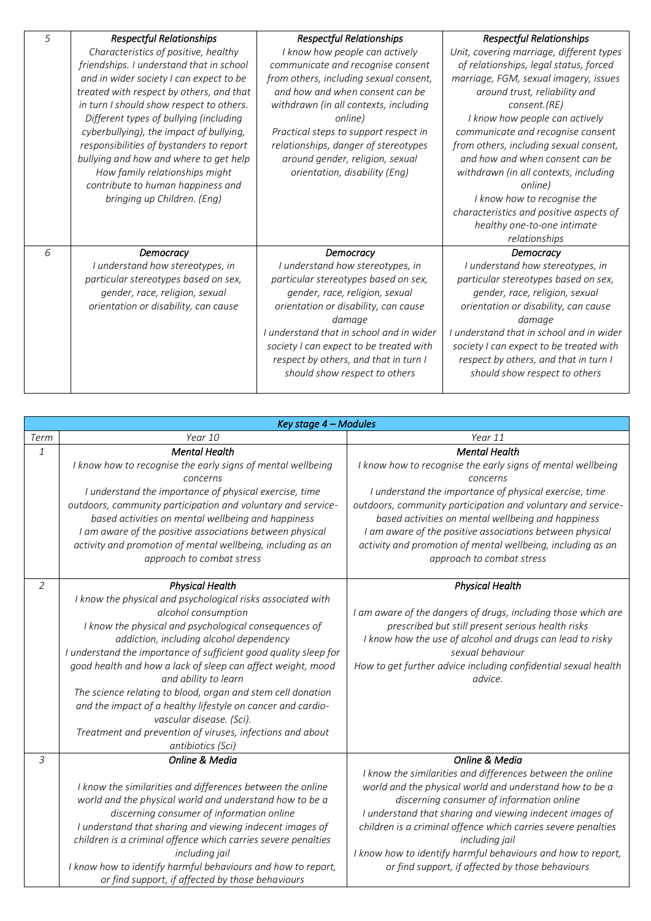| 5 | *Respectful Relationships* *Characteristics of positive, healthy friendships. I understand that in school and in wider society I can expect to be treated with respect by others, and that in turn I should show respect to others. Different types of bullying (including cyberbullying), the impact of bullying, responsibilities of bystanders to report bullying and how and where to get help How family relationships might contribute to human happiness and bringing up Children. (Eng)* | *Respectful Relationships* *I know how people can actively communicate and recognise consent from others, including sexual consent, and how and when consent can be withdrawn (in all contexts, including online)* *Practical steps to support respect in relationships, danger of stereotypes around gender, religion, sexual orientation, disability (Eng)* | *Respectful Relationships* *Unit, covering marriage, different types of relationships, legal status, forced marriage, FGM, sexual imagery, issues around trust, reliability and consent.(RE)* *I know how people can actively communicate and recognise consent from others, including sexual consent, and how and when consent can be withdrawn (in all contexts, including online)* *I know how to recognise the characteristics and positive aspects of healthy one-to-one intimate relationships* |
|---|---|---|---|
| 6 | *Democracy* *I understand how stereotypes, in particular stereotypes based on sex, gender, race, religion, sexual orientation or disability, can cause* | *Democracy* *I understand how stereotypes, in particular stereotypes based on sex, gender, race, religion, sexual orientation or disability, can cause damage* *I understand that in school and in wider society I can expect to be treated with respect by others, and that in turn I should show respect to others* | *Democracy* *I understand how stereotypes, in particular stereotypes based on sex, gender, race, religion, sexual orientation or disability, can cause damage* *I understand that in school and in wider society I can expect to be treated with respect by others, and that in turn I should show respect to others* |

| *Key stage 4 – Modules* | | |
|---|---|---|
| *Term* | *Year 10* | *Year 11* |
| *1* | *Mental Health* *I know how to recognise the early signs of mental wellbeing concerns* *I understand the importance of physical exercise, time outdoors, community participation and voluntary and service-based activities on mental wellbeing and happiness* *I am aware of the positive associations between physical activity and promotion of mental wellbeing, including as an approach to combat stress* | *Mental Health* *I know how to recognise the early signs of mental wellbeing concerns* *I understand the importance of physical exercise, time outdoors, community participation and voluntary and service-based activities on mental wellbeing and happiness* *I am aware of the positive associations between physical activity and promotion of mental wellbeing, including as an approach to combat stress* |
| *2* | *Physical Health* *I know the physical and psychological risks associated with alcohol consumption* *I know the physical and psychological consequences of addiction, including alcohol dependency* *I understand the importance of sufficient good quality sleep for good health and how a lack of sleep can affect weight, mood and ability to learn* *The science relating to blood, organ and stem cell donation and the impact of a healthy lifestyle on cancer and cardio-vascular disease. (Sci).* *Treatment and prevention of viruses, infections and about antibiotics (Sci)* | *Physical Health* *I am aware of the dangers of drugs, including those which are prescribed but still present serious health risks* *I know how the use of alcohol and drugs can lead to risky sexual behaviour* *How to get further advice including confidential sexual health advice.* |
| *3* | *Online & Media* *I know the similarities and differences between the online world and the physical world and understand how to be a discerning consumer of information online* *I understand that sharing and viewing indecent images of children is a criminal offence which carries severe penalties including jail* *I know how to identify harmful behaviours and how to report, or find support, if affected by those behaviours* | *Online & Media* *I know the similarities and differences between the online world and the physical world and understand how to be a discerning consumer of information online* *I understand that sharing and viewing indecent images of children is a criminal offence which carries severe penalties including jail* *I know how to identify harmful behaviours and how to report, or find support, if affected by those behaviours* |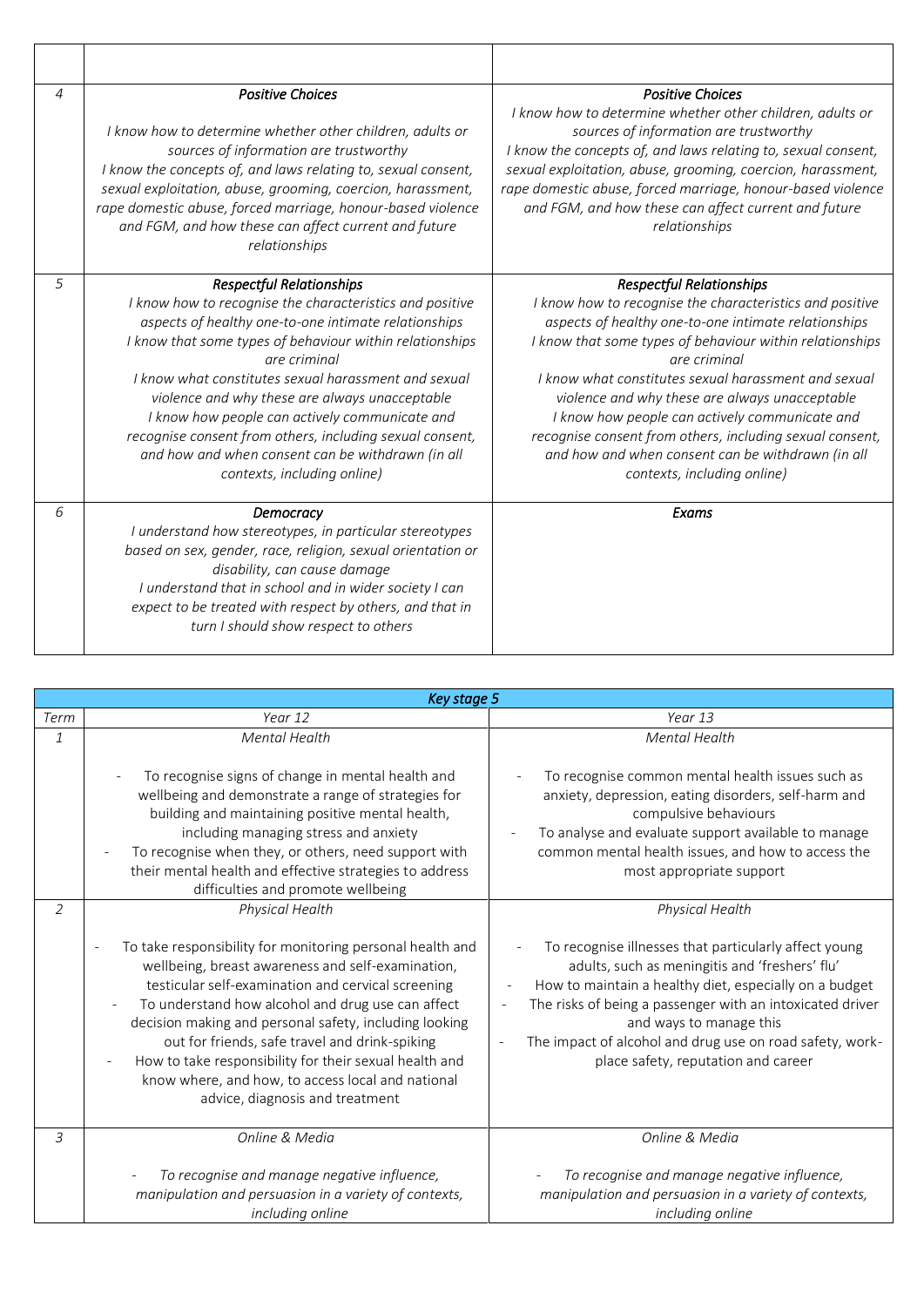| | | |
|---|---|---|
| 4 | ***Positive Choices***<br>*I know how to determine whether other children, adults or sources of information are trustworthy*<br>*I know the concepts of, and laws relating to, sexual consent, sexual exploitation, abuse, grooming, coercion, harassment, rape domestic abuse, forced marriage, honour-based violence and FGM, and how these can affect current and future relationships* | ***Positive Choices***<br>*I know how to determine whether other children, adults or sources of information are trustworthy*<br>*I know the concepts of, and laws relating to, sexual consent, sexual exploitation, abuse, grooming, coercion, harassment, rape domestic abuse, forced marriage, honour-based violence and FGM, and how these can affect current and future relationships* |
| 5 | ***Respectful Relationships***<br>*I know how to recognise the characteristics and positive aspects of healthy one-to-one intimate relationships*<br>*I know that some types of behaviour within relationships are criminal*<br>*I know what constitutes sexual harassment and sexual violence and why these are always unacceptable*<br>*I know how people can actively communicate and recognise consent from others, including sexual consent, and how and when consent can be withdrawn (in all contexts, including online)* | ***Respectful Relationships***<br>*I know how to recognise the characteristics and positive aspects of healthy one-to-one intimate relationships*<br>*I know that some types of behaviour within relationships are criminal*<br>*I know what constitutes sexual harassment and sexual violence and why these are always unacceptable*<br>*I know how people can actively communicate and recognise consent from others, including sexual consent, and how and when consent can be withdrawn (in all contexts, including online)* |
| 6 | ***Democracy***<br>*I understand how stereotypes, in particular stereotypes based on sex, gender, race, religion, sexual orientation or disability, can cause damage*<br>*I understand that in school and in wider society I can expect to be treated with respect by others, and that in turn I should show respect to others* | ***Exams*** |

| *Key stage 5* | | |
|---|---|---|
| *Term* | *Year 12* | *Year 13* |
| *1* | *Mental Health*<br>- To recognise signs of change in mental health and wellbeing and demonstrate a range of strategies for building and maintaining positive mental health, including managing stress and anxiety<br>- To recognise when they, or others, need support with their mental health and effective strategies to address difficulties and promote wellbeing | *Mental Health*<br>- To recognise common mental health issues such as anxiety, depression, eating disorders, self-harm and compulsive behaviours<br>- To analyse and evaluate support available to manage common mental health issues, and how to access the most appropriate support |
| *2* | *Physical Health*<br>- To take responsibility for monitoring personal health and wellbeing, breast awareness and self-examination, testicular self-examination and cervical screening<br>- To understand how alcohol and drug use can affect decision making and personal safety, including looking out for friends, safe travel and drink-spiking<br>- How to take responsibility for their sexual health and know where, and how, to access local and national advice, diagnosis and treatment | *Physical Health*<br>- To recognise illnesses that particularly affect young adults, such as meningitis and 'freshers' flu'<br>- How to maintain a healthy diet, especially on a budget<br>- The risks of being a passenger with an intoxicated driver and ways to manage this<br>- The impact of alcohol and drug use on road safety, work-place safety, reputation and career |
| *3* | *Online & Media*<br>- *To recognise and manage negative influence, manipulation and persuasion in a variety of contexts, including online* | *Online & Media*<br>- *To recognise and manage negative influence, manipulation and persuasion in a variety of contexts, including online* |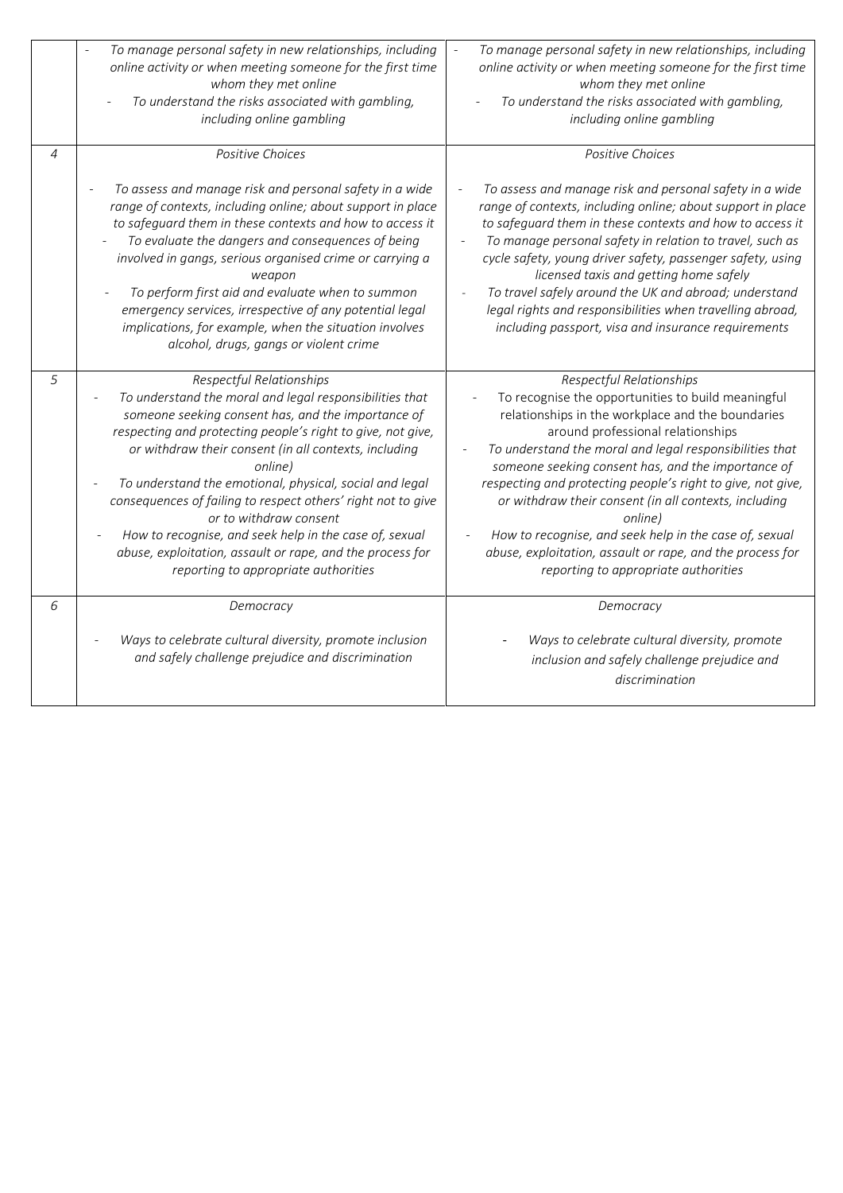| | | |
|---|---|---|
| | - *To manage personal safety in new relationships, including online activity or when meeting someone for the first time whom they met online*<br>- *To understand the risks associated with gambling, including online gambling* | - *To manage personal safety in new relationships, including online activity or when meeting someone for the first time whom they met online*<br>- *To understand the risks associated with gambling, including online gambling* |
| *4* | *Positive Choices*<br><br>- *To assess and manage risk and personal safety in a wide range of contexts, including online; about support in place to safeguard them in these contexts and how to access it*<br>- *To evaluate the dangers and consequences of being involved in gangs, serious organised crime or carrying a weapon*<br>- *To perform first aid and evaluate when to summon emergency services, irrespective of any potential legal implications, for example, when the situation involves alcohol, drugs, gangs or violent crime* | *Positive Choices*<br><br>- *To assess and manage risk and personal safety in a wide range of contexts, including online; about support in place to safeguard them in these contexts and how to access it*<br>- *To manage personal safety in relation to travel, such as cycle safety, young driver safety, passenger safety, using licensed taxis and getting home safely*<br>- *To travel safely around the UK and abroad; understand legal rights and responsibilities when travelling abroad, including passport, visa and insurance requirements* |
| *5* | *Respectful Relationships*<br>- *To understand the moral and legal responsibilities that someone seeking consent has, and the importance of respecting and protecting people's right to give, not give, or withdraw their consent (in all contexts, including online)*<br>- *To understand the emotional, physical, social and legal consequences of failing to respect others' right not to give or to withdraw consent*<br>- *How to recognise, and seek help in the case of, sexual abuse, exploitation, assault or rape, and the process for reporting to appropriate authorities* | *Respectful Relationships*<br>- To recognise the opportunities to build meaningful relationships in the workplace and the boundaries around professional relationships<br>- *To understand the moral and legal responsibilities that someone seeking consent has, and the importance of respecting and protecting people's right to give, not give, or withdraw their consent (in all contexts, including online)*<br>- *How to recognise, and seek help in the case of, sexual abuse, exploitation, assault or rape, and the process for reporting to appropriate authorities* |
| *6* | *Democracy*<br><br>- *Ways to celebrate cultural diversity, promote inclusion and safely challenge prejudice and discrimination* | *Democracy*<br><br>- *Ways to celebrate cultural diversity, promote inclusion and safely challenge prejudice and discrimination* |